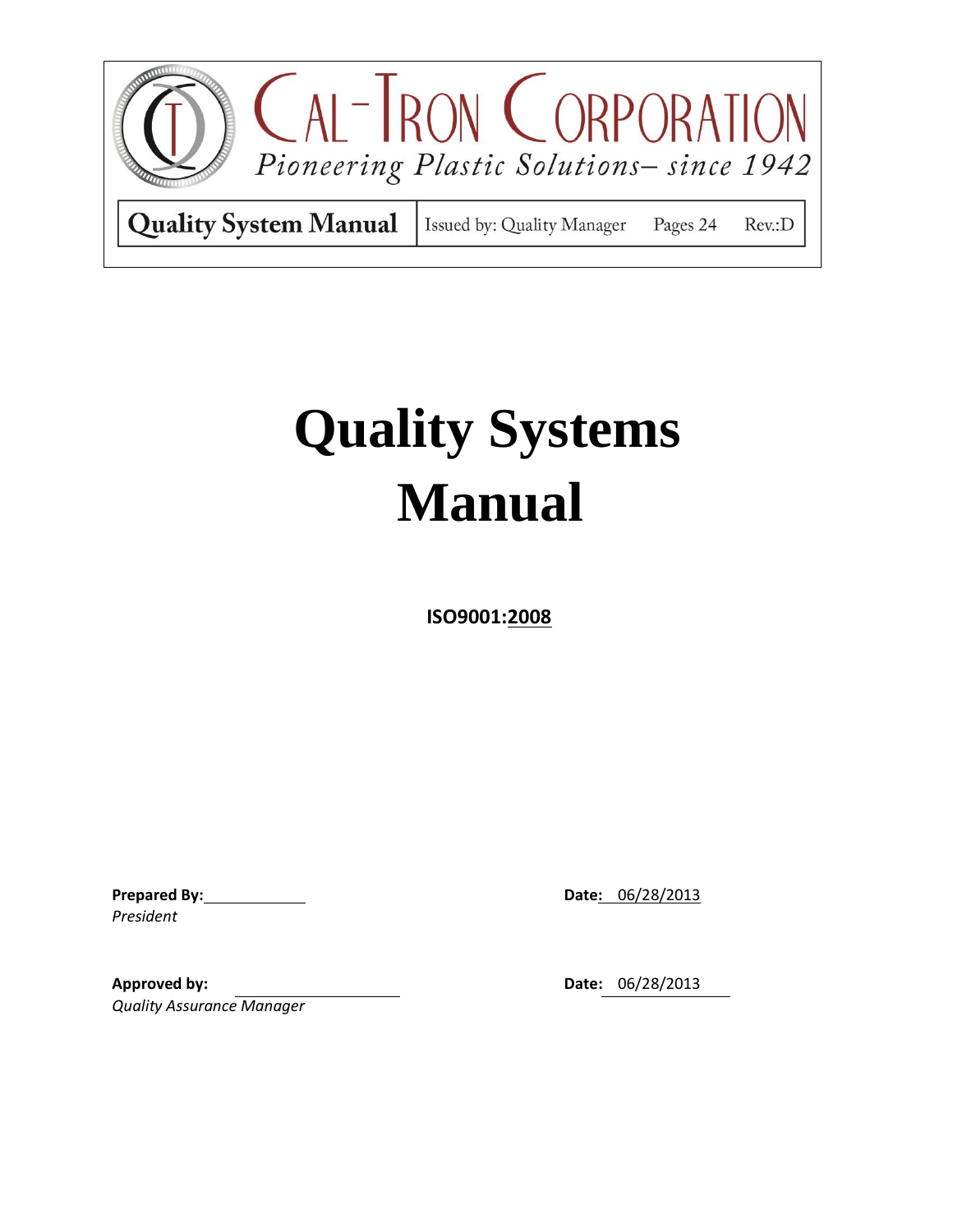# CAL-TRON CORPORATION

*Pioneering Plastic Solutions– since 1942*

| Quality System Manual | Issued by: Quality Manager | Pages 24 | Rev.:D |
|---|---|---|---|

# Quality Systems Manual

**ISO9001:2008**

**Prepared By:** ____________ **Date:** 06/28/2013
*President*

**Approved by:** ____________ **Date:** 06/28/2013
*Quality Assurance Manager*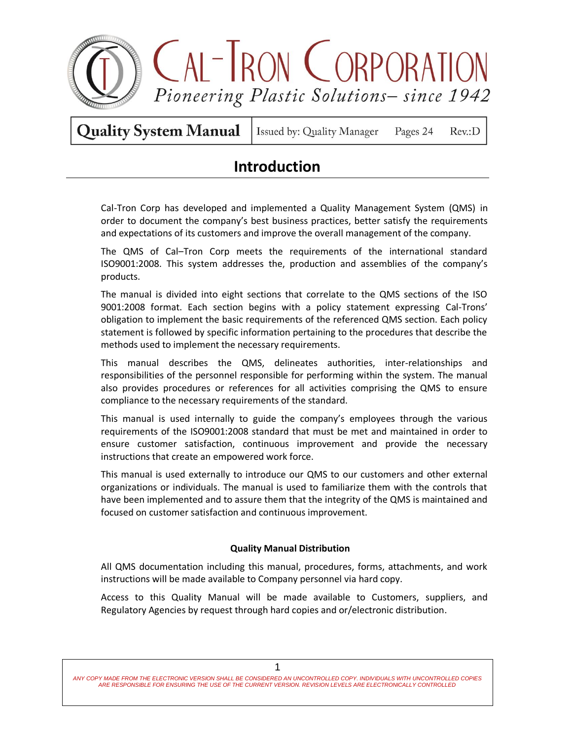# Introduction

Cal-Tron Corp has developed and implemented a Quality Management System (QMS) in order to document the company's best business practices, better satisfy the requirements and expectations of its customers and improve the overall management of the company.

The QMS of Cal–Tron Corp meets the requirements of the international standard ISO9001:2008. This system addresses the, production and assemblies of the company's products.

The manual is divided into eight sections that correlate to the QMS sections of the ISO 9001:2008 format. Each section begins with a policy statement expressing Cal-Trons' obligation to implement the basic requirements of the referenced QMS section. Each policy statement is followed by specific information pertaining to the procedures that describe the methods used to implement the necessary requirements.

This manual describes the QMS, delineates authorities, inter-relationships and responsibilities of the personnel responsible for performing within the system. The manual also provides procedures or references for all activities comprising the QMS to ensure compliance to the necessary requirements of the standard.

This manual is used internally to guide the company's employees through the various requirements of the ISO9001:2008 standard that must be met and maintained in order to ensure customer satisfaction, continuous improvement and provide the necessary instructions that create an empowered work force.

This manual is used externally to introduce our QMS to our customers and other external organizations or individuals. The manual is used to familiarize them with the controls that have been implemented and to assure them that the integrity of the QMS is maintained and focused on customer satisfaction and continuous improvement.

**Quality Manual Distribution**

All QMS documentation including this manual, procedures, forms, attachments, and work instructions will be made available to Company personnel via hard copy.

Access to this Quality Manual will be made available to Customers, suppliers, and Regulatory Agencies by request through hard copies and or/electronic distribution.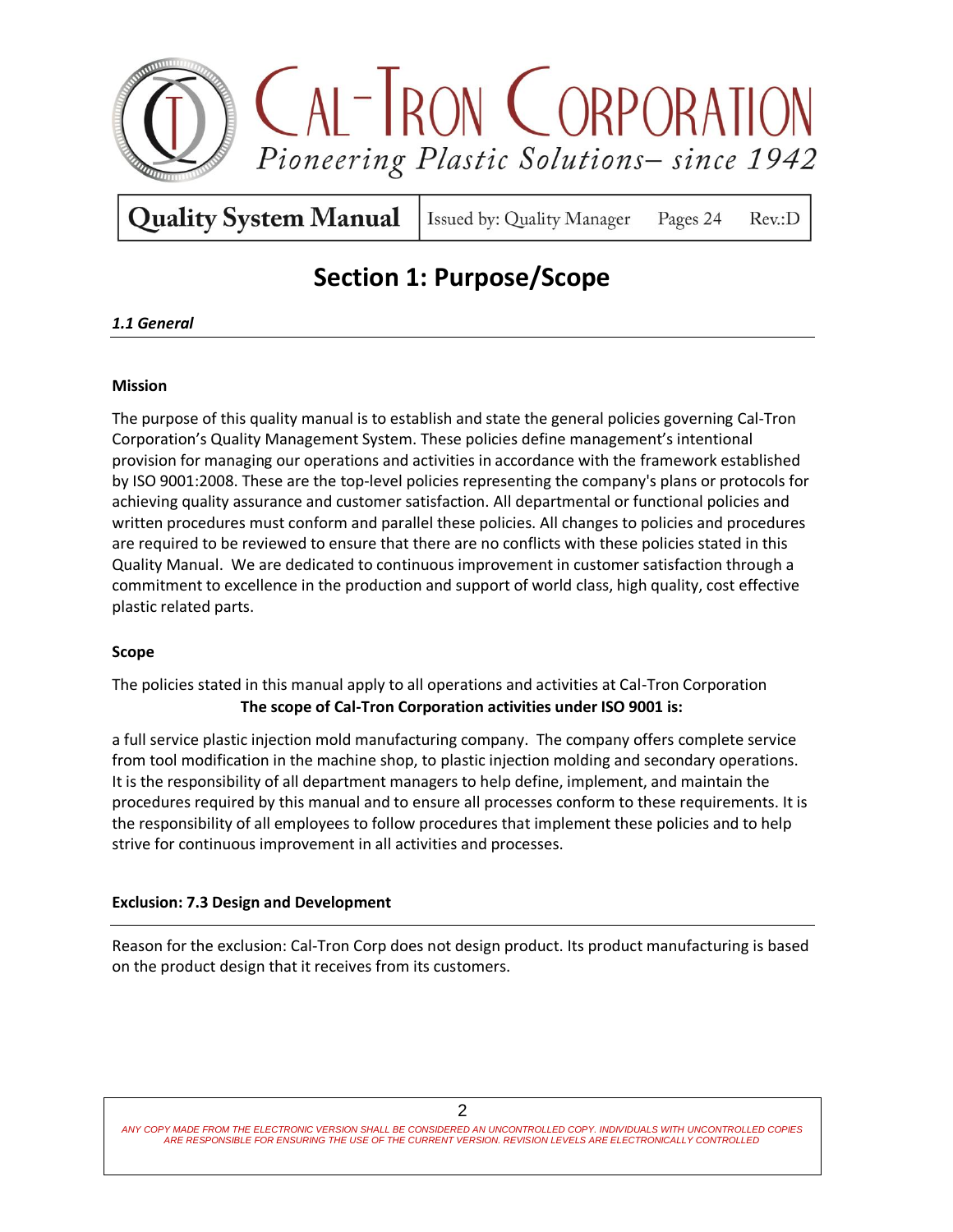# Section 1: Purpose/Scope

***1.1 General***

**Mission**

The purpose of this quality manual is to establish and state the general policies governing Cal-Tron Corporation's Quality Management System. These policies define management's intentional provision for managing our operations and activities in accordance with the framework established by ISO 9001:2008. These are the top-level policies representing the company's plans or protocols for achieving quality assurance and customer satisfaction. All departmental or functional policies and written procedures must conform and parallel these policies. All changes to policies and procedures are required to be reviewed to ensure that there are no conflicts with these policies stated in this Quality Manual. We are dedicated to continuous improvement in customer satisfaction through a commitment to excellence in the production and support of world class, high quality, cost effective plastic related parts.

**Scope**

The policies stated in this manual apply to all operations and activities at Cal-Tron Corporation

**The scope of Cal-Tron Corporation activities under ISO 9001 is:**

a full service plastic injection mold manufacturing company. The company offers complete service from tool modification in the machine shop, to plastic injection molding and secondary operations. It is the responsibility of all department managers to help define, implement, and maintain the procedures required by this manual and to ensure all processes conform to these requirements. It is the responsibility of all employees to follow procedures that implement these policies and to help strive for continuous improvement in all activities and processes.

**Exclusion: 7.3 Design and Development**

Reason for the exclusion: Cal-Tron Corp does not design product. Its product manufacturing is based on the product design that it receives from its customers.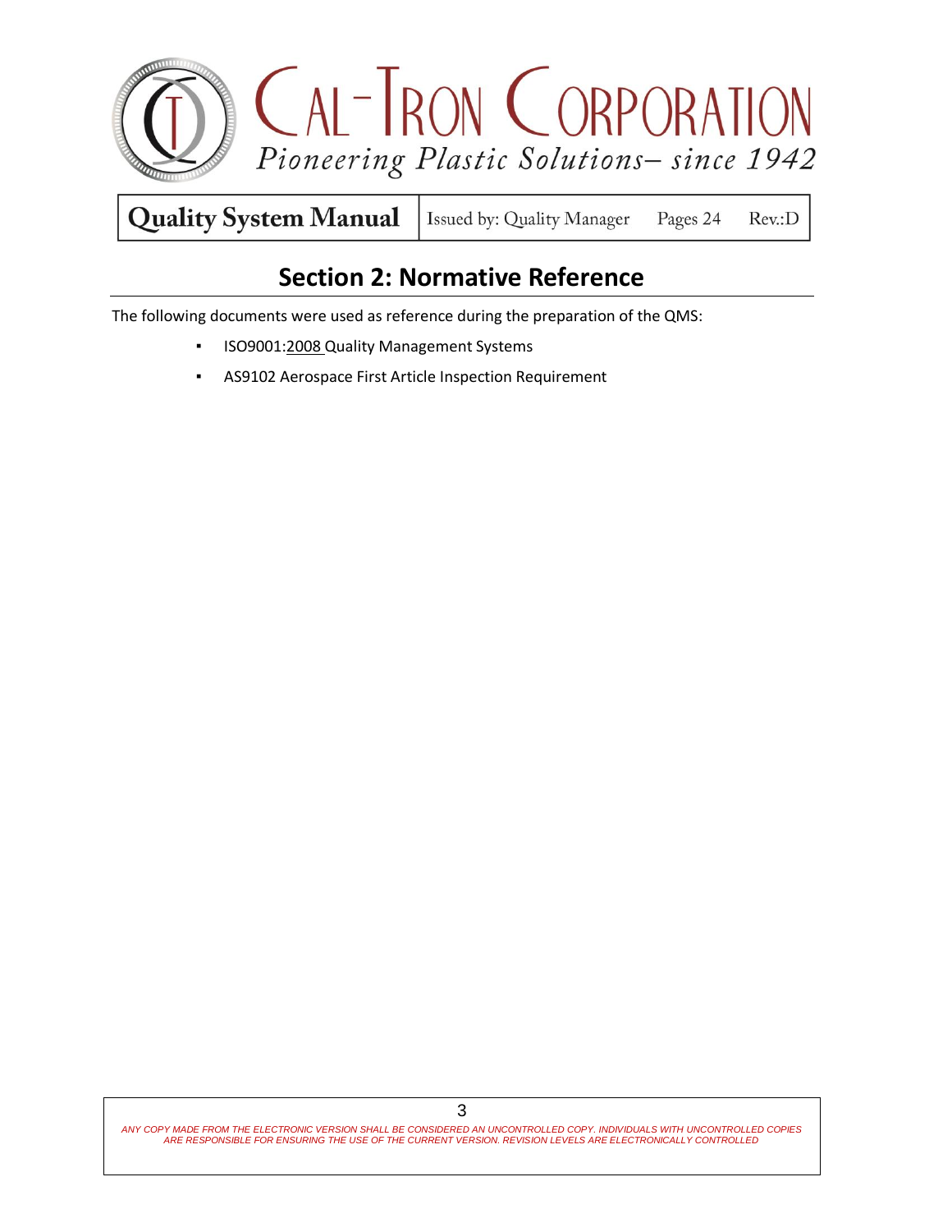## Section 2: Normative Reference

The following documents were used as reference during the preparation of the QMS:

- ISO9001:2008 Quality Management Systems
- AS9102 Aerospace First Article Inspection Requirement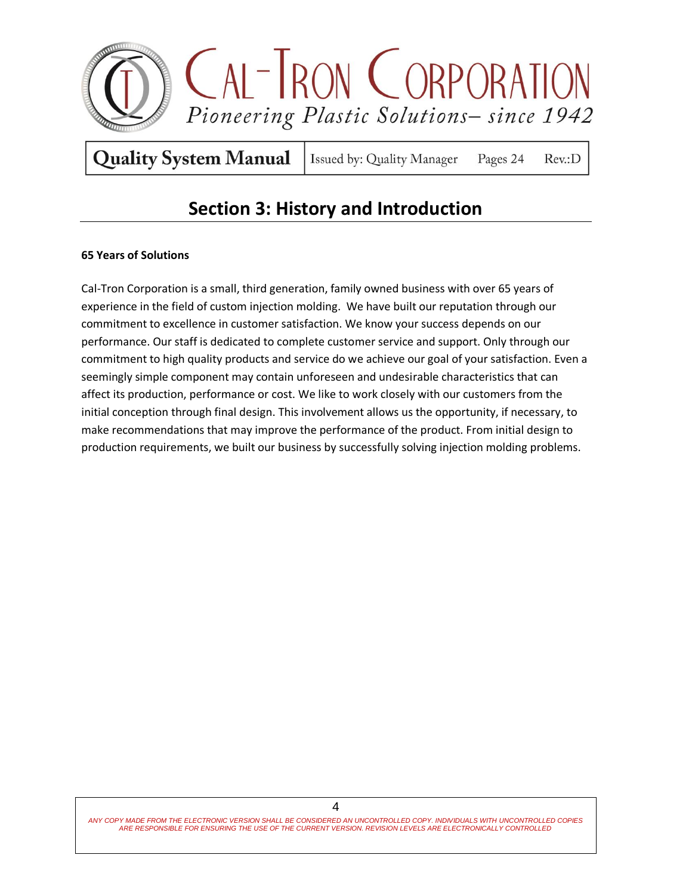## Section 3: History and Introduction

**65 Years of Solutions**

Cal-Tron Corporation is a small, third generation, family owned business with over 65 years of experience in the field of custom injection molding. We have built our reputation through our commitment to excellence in customer satisfaction. We know your success depends on our performance. Our staff is dedicated to complete customer service and support. Only through our commitment to high quality products and service do we achieve our goal of your satisfaction. Even a seemingly simple component may contain unforeseen and undesirable characteristics that can affect its production, performance or cost. We like to work closely with our customers from the initial conception through final design. This involvement allows us the opportunity, if necessary, to make recommendations that may improve the performance of the product. From initial design to production requirements, we built our business by successfully solving injection molding problems.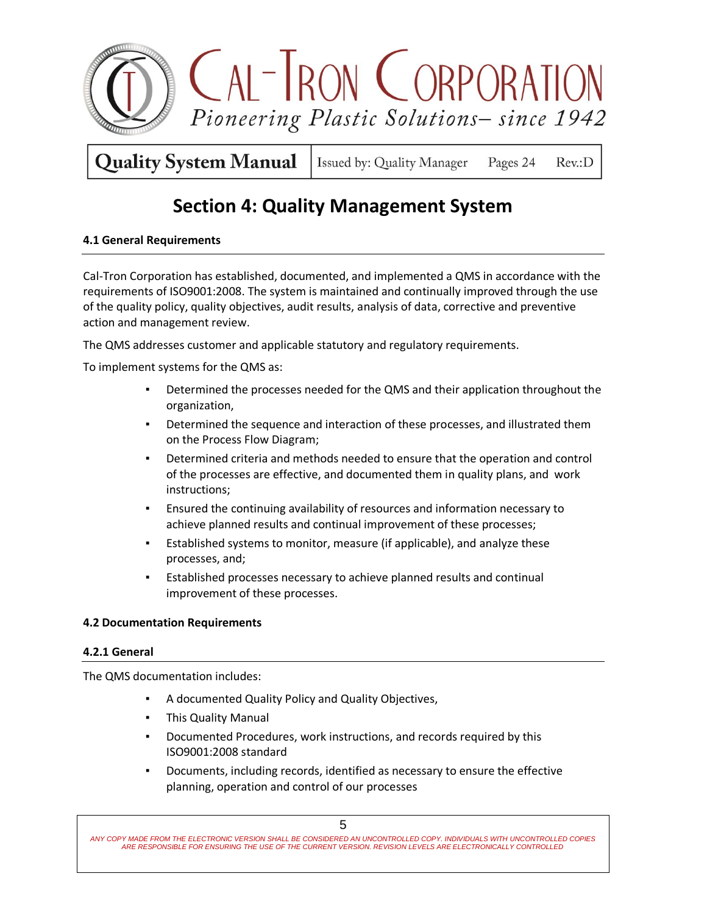# Section 4: Quality Management System

### 4.1 General Requirements

Cal-Tron Corporation has established, documented, and implemented a QMS in accordance with the requirements of ISO9001:2008. The system is maintained and continually improved through the use of the quality policy, quality objectives, audit results, analysis of data, corrective and preventive action and management review.

The QMS addresses customer and applicable statutory and regulatory requirements.

To implement systems for the QMS as:

- Determined the processes needed for the QMS and their application throughout the organization,
- Determined the sequence and interaction of these processes, and illustrated them on the Process Flow Diagram;
- Determined criteria and methods needed to ensure that the operation and control of the processes are effective, and documented them in quality plans, and work instructions;
- Ensured the continuing availability of resources and information necessary to achieve planned results and continual improvement of these processes;
- Established systems to monitor, measure (if applicable), and analyze these processes, and;
- Established processes necessary to achieve planned results and continual improvement of these processes.

### 4.2 Documentation Requirements

#### 4.2.1 General

The QMS documentation includes:

- A documented Quality Policy and Quality Objectives,
- This Quality Manual
- Documented Procedures, work instructions, and records required by this ISO9001:2008 standard
- Documents, including records, identified as necessary to ensure the effective planning, operation and control of our processes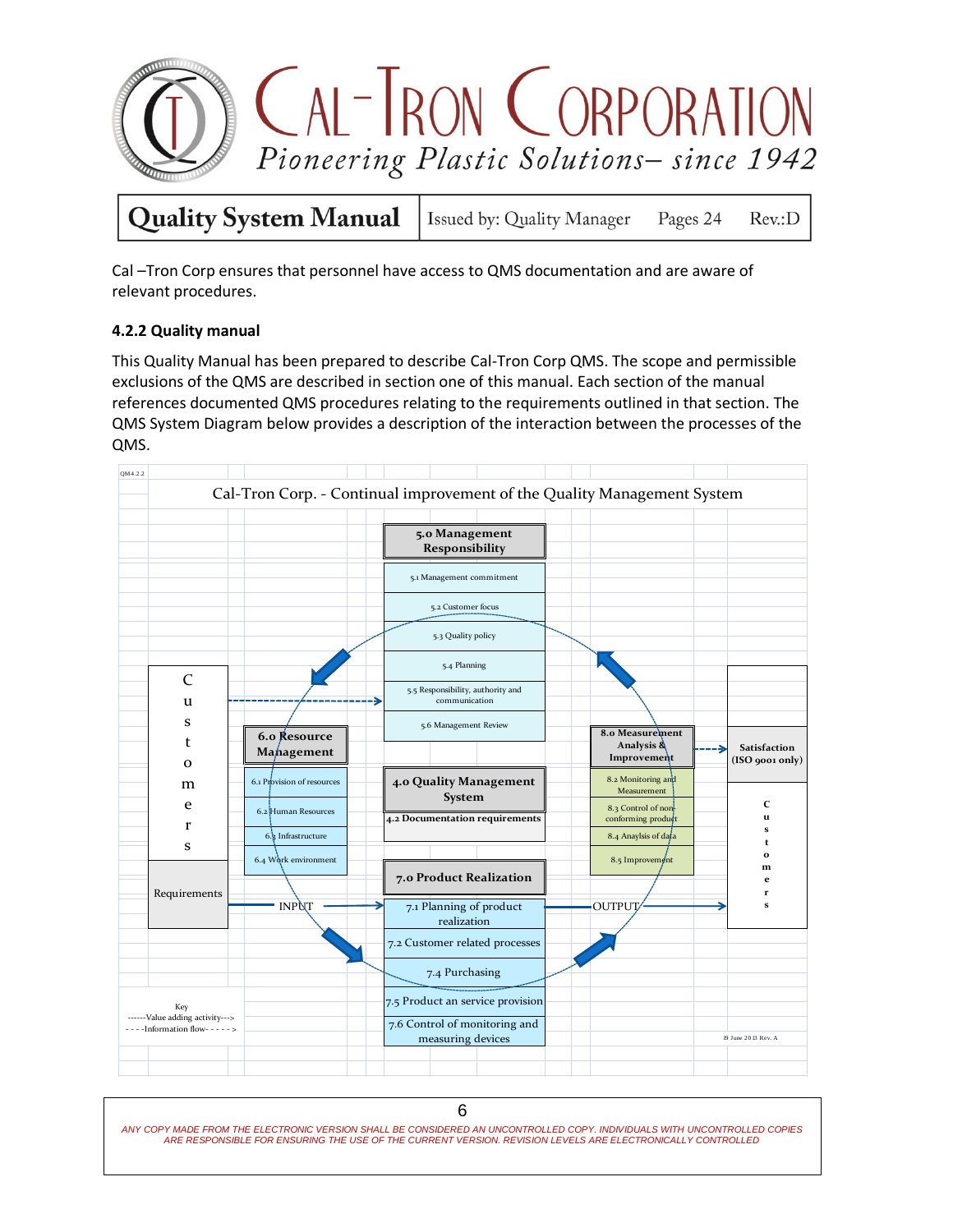Cal –Tron Corp ensures that personnel have access to QMS documentation and are aware of relevant procedures.

### 4.2.2 Quality manual

This Quality Manual has been prepared to describe Cal-Tron Corp QMS. The scope and permissible exclusions of the QMS are described in section one of this manual. Each section of the manual references documented QMS procedures relating to the requirements outlined in that section. The QMS System Diagram below provides a description of the interaction between the processes of the QMS.

QM4.2.2

**Cal-Tron Corp. - Continual improvement of the Quality Management System**

**5.0 Management Responsibility**
- 5.1 Management commitment
- 5.2 Customer focus
- 5.3 Quality policy
- 5.4 Planning
- 5.5 Responsibility, authority and communication
- 5.6 Management Review

**6.0 Resource Management**
- 6.1 Provision of resources
- 6.2 Human Resources
- 6.3 Infrastructure
- 6.4 Work environment

**4.0 Quality Management System**
- 4.2 Documentation requirements

**8.0 Measurement Analysis & Improvement**
- 8.2 Monitoring and Measurement
- 8.3 Control of non-conforming product
- 8.4 Anaylsis of data
- 8.5 Improvement

**7.0 Product Realization**
- 7.1 Planning of product realization
- 7.2 Customer related processes
- 7.4 Purchasing
- 7.5 Product an service provision
- 7.6 Control of monitoring and measuring devices

Customers — Requirements — INPUT → 7.1 Planning of product realization — OUTPUT → Customers — Satisfaction (ISO 9001 only)

Key
------Value adding activity--->
- - - -Information flow- - - - - >

19 June 2013 Rev. A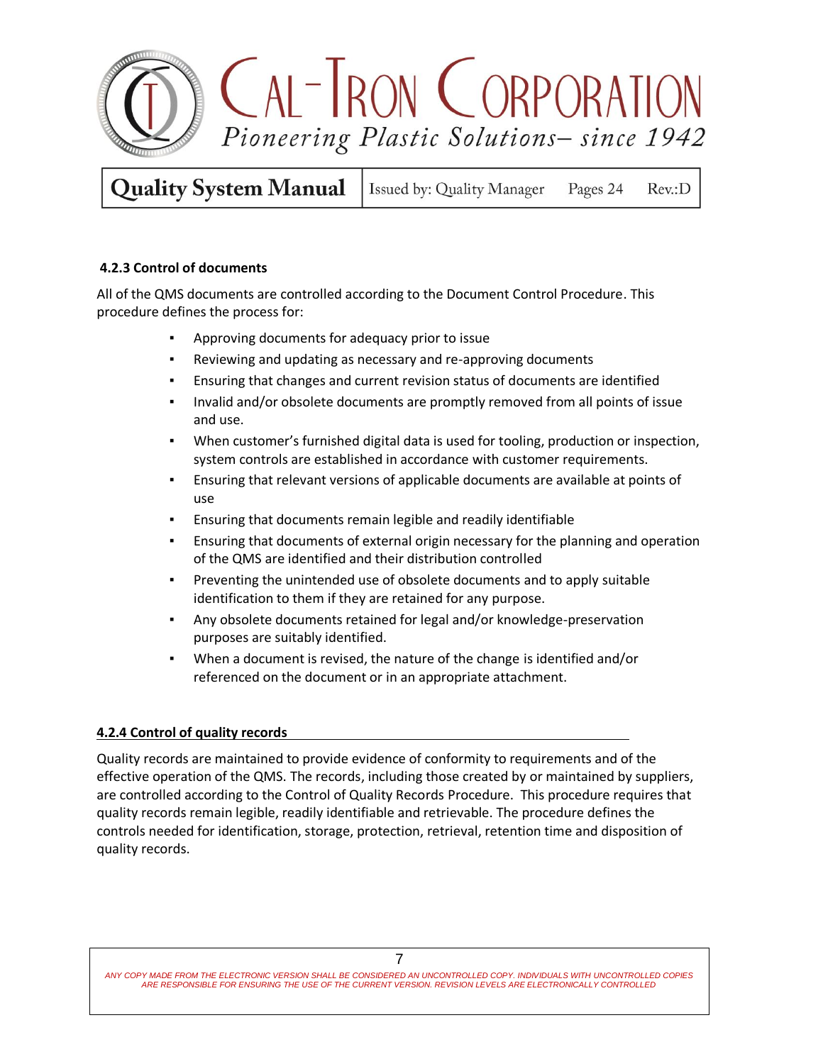### 4.2.3 Control of documents

All of the QMS documents are controlled according to the Document Control Procedure. This procedure defines the process for:

- Approving documents for adequacy prior to issue
- Reviewing and updating as necessary and re-approving documents
- Ensuring that changes and current revision status of documents are identified
- Invalid and/or obsolete documents are promptly removed from all points of issue and use.
- When customer's furnished digital data is used for tooling, production or inspection, system controls are established in accordance with customer requirements.
- Ensuring that relevant versions of applicable documents are available at points of use
- Ensuring that documents remain legible and readily identifiable
- Ensuring that documents of external origin necessary for the planning and operation of the QMS are identified and their distribution controlled
- Preventing the unintended use of obsolete documents and to apply suitable identification to them if they are retained for any purpose.
- Any obsolete documents retained for legal and/or knowledge-preservation purposes are suitably identified.
- When a document is revised, the nature of the change is identified and/or referenced on the document or in an appropriate attachment.

### 4.2.4 Control of quality records

Quality records are maintained to provide evidence of conformity to requirements and of the effective operation of the QMS. The records, including those created by or maintained by suppliers, are controlled according to the Control of Quality Records Procedure. This procedure requires that quality records remain legible, readily identifiable and retrievable. The procedure defines the controls needed for identification, storage, protection, retrieval, retention time and disposition of quality records.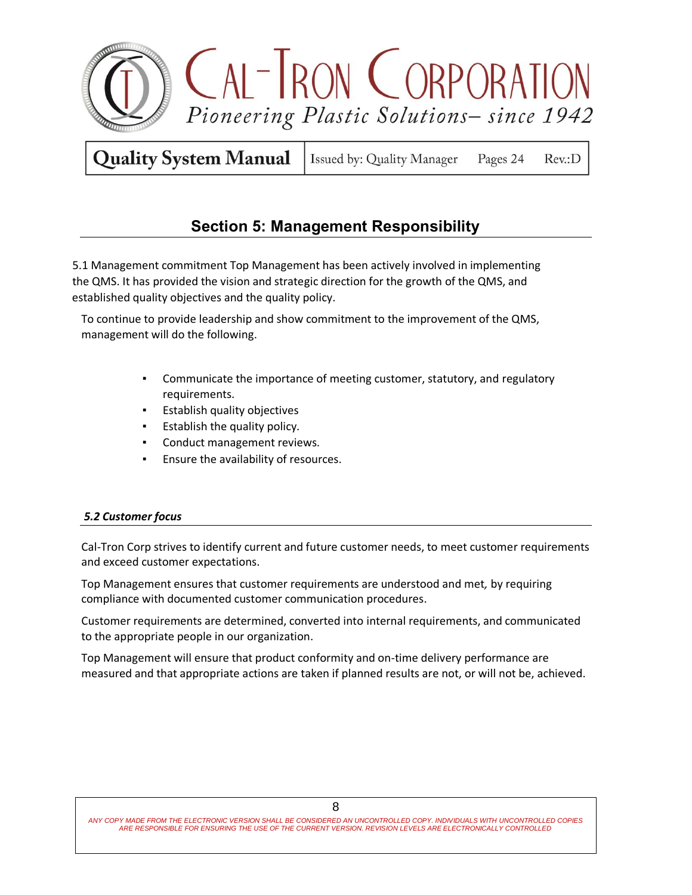## Section 5: Management Responsibility

5.1 Management commitment Top Management has been actively involved in implementing the QMS. It has provided the vision and strategic direction for the growth of the QMS, and established quality objectives and the quality policy.

To continue to provide leadership and show commitment to the improvement of the QMS, management will do the following.

- Communicate the importance of meeting customer, statutory, and regulatory requirements.
- Establish quality objectives
- Establish the quality policy.
- Conduct management reviews.
- Ensure the availability of resources.

### *5.2 Customer focus*

Cal-Tron Corp strives to identify current and future customer needs, to meet customer requirements and exceed customer expectations.

Top Management ensures that customer requirements are understood and met, by requiring compliance with documented customer communication procedures.

Customer requirements are determined, converted into internal requirements, and communicated to the appropriate people in our organization.

Top Management will ensure that product conformity and on-time delivery performance are measured and that appropriate actions are taken if planned results are not, or will not be, achieved.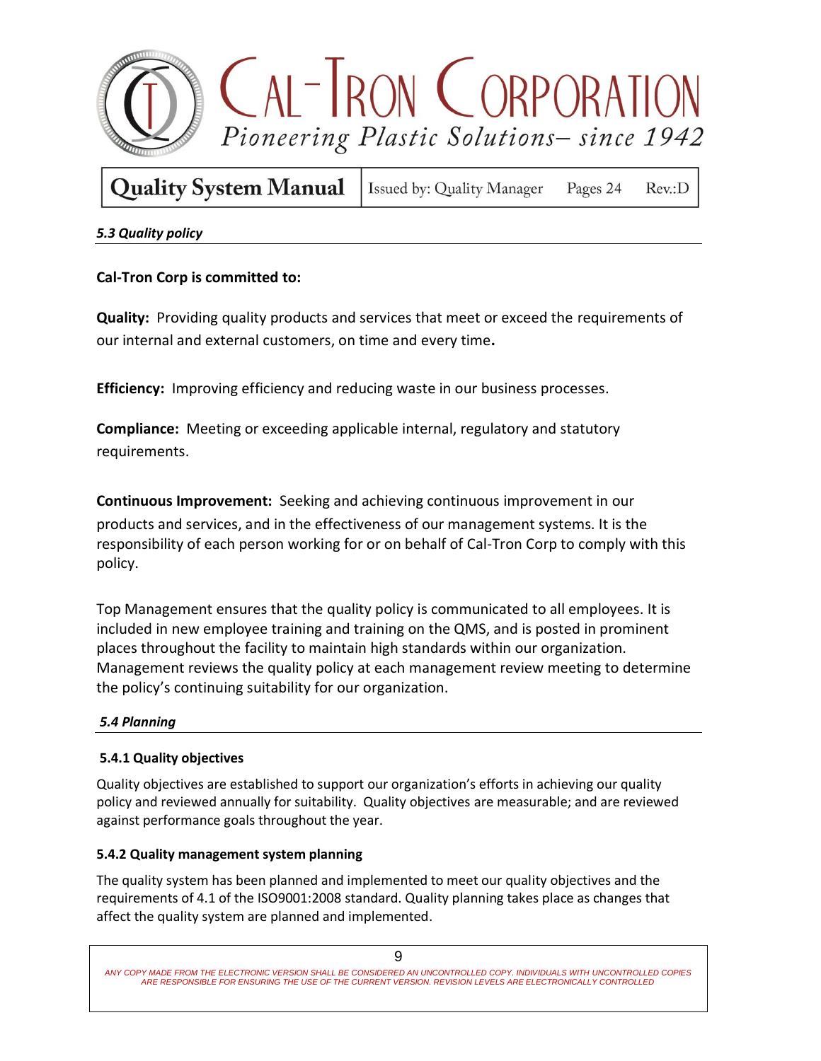### *5.3 Quality policy*

**Cal-Tron Corp is committed to:**

**Quality:** Providing quality products and services that meet or exceed the requirements of our internal and external customers, on time and every time**.**

**Efficiency:** Improving efficiency and reducing waste in our business processes.

**Compliance:** Meeting or exceeding applicable internal, regulatory and statutory requirements.

**Continuous Improvement:** Seeking and achieving continuous improvement in our products and services, and in the effectiveness of our management systems. It is the responsibility of each person working for or on behalf of Cal-Tron Corp to comply with this policy.

Top Management ensures that the quality policy is communicated to all employees. It is included in new employee training and training on the QMS, and is posted in prominent places throughout the facility to maintain high standards within our organization. Management reviews the quality policy at each management review meeting to determine the policy's continuing suitability for our organization.

### *5.4 Planning*

#### 5.4.1 Quality objectives

Quality objectives are established to support our organization's efforts in achieving our quality policy and reviewed annually for suitability. Quality objectives are measurable; and are reviewed against performance goals throughout the year.

#### 5.4.2 Quality management system planning

The quality system has been planned and implemented to meet our quality objectives and the requirements of 4.1 of the ISO9001:2008 standard. Quality planning takes place as changes that affect the quality system are planned and implemented.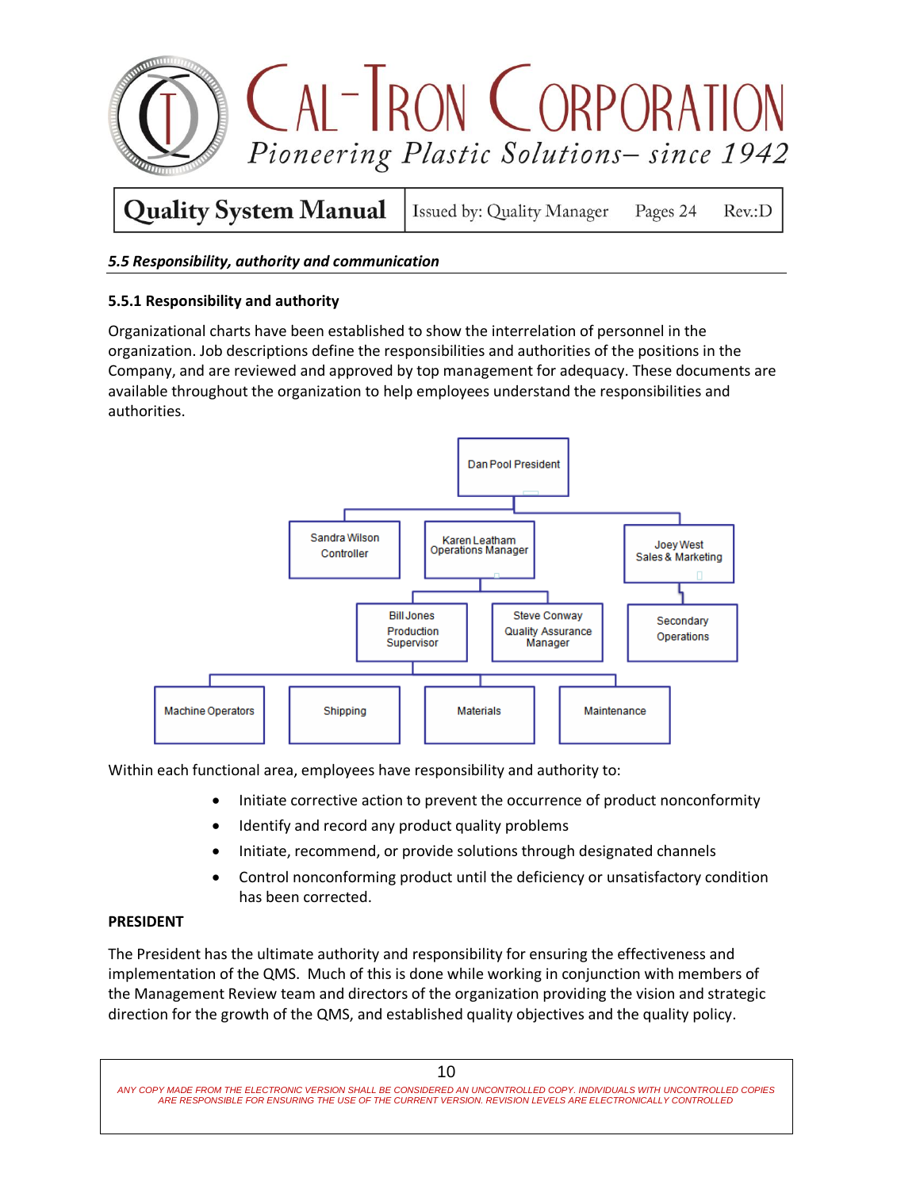### *5.5 Responsibility, authority and communication*

#### 5.5.1 Responsibility and authority

Organizational charts have been established to show the interrelation of personnel in the organization. Job descriptions define the responsibilities and authorities of the positions in the Company, and are reviewed and approved by top management for adequacy. These documents are available throughout the organization to help employees understand the responsibilities and authorities.

Dan Pool President

Sandra Wilson Controller

Karen Leatham Operations Manager

Joey West Sales & Marketing

Bill Jones Production Supervisor

Steve Conway Quality Assurance Manager

Secondary Operations

Machine Operators

Shipping

Materials

Maintenance

Within each functional area, employees have responsibility and authority to:

- Initiate corrective action to prevent the occurrence of product nonconformity
- Identify and record any product quality problems
- Initiate, recommend, or provide solutions through designated channels
- Control nonconforming product until the deficiency or unsatisfactory condition has been corrected.

**PRESIDENT**

The President has the ultimate authority and responsibility for ensuring the effectiveness and implementation of the QMS. Much of this is done while working in conjunction with members of the Management Review team and directors of the organization providing the vision and strategic direction for the growth of the QMS, and established quality objectives and the quality policy.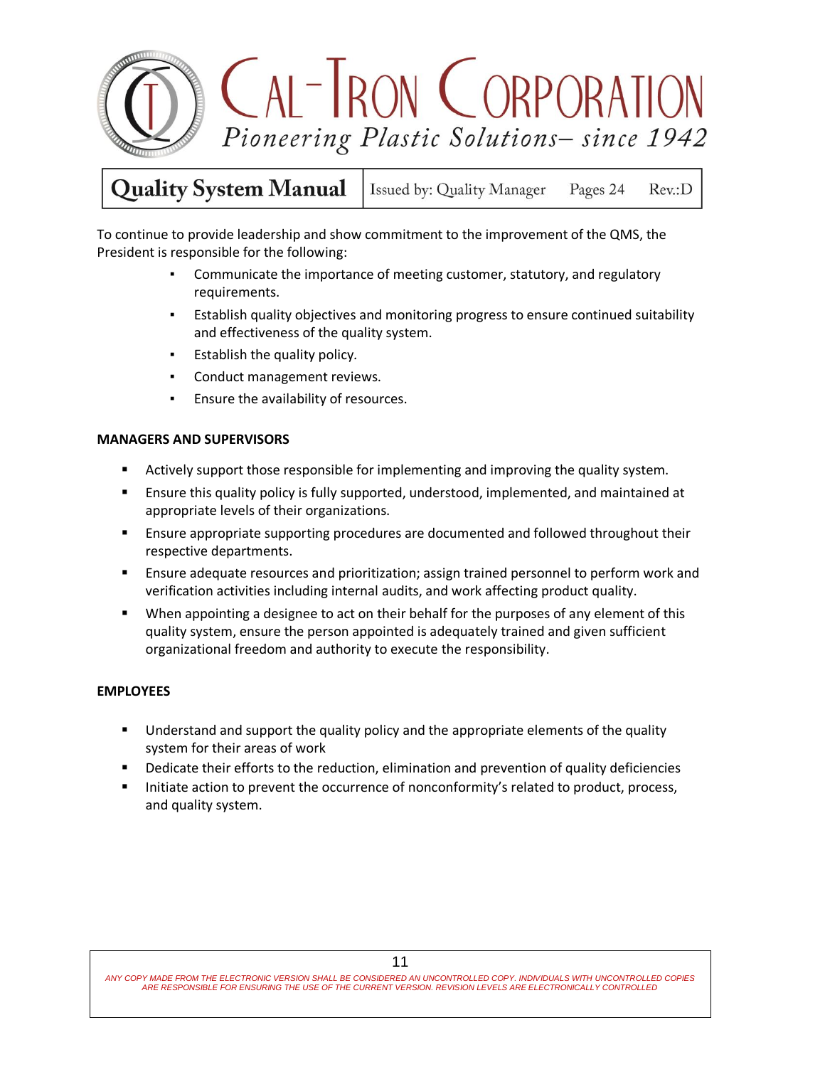To continue to provide leadership and show commitment to the improvement of the QMS, the President is responsible for the following:

- Communicate the importance of meeting customer, statutory, and regulatory requirements.
- Establish quality objectives and monitoring progress to ensure continued suitability and effectiveness of the quality system.
- Establish the quality policy.
- Conduct management reviews.
- Ensure the availability of resources.

**MANAGERS AND SUPERVISORS**

- Actively support those responsible for implementing and improving the quality system.
- Ensure this quality policy is fully supported, understood, implemented, and maintained at appropriate levels of their organizations.
- Ensure appropriate supporting procedures are documented and followed throughout their respective departments.
- Ensure adequate resources and prioritization; assign trained personnel to perform work and verification activities including internal audits, and work affecting product quality.
- When appointing a designee to act on their behalf for the purposes of any element of this quality system, ensure the person appointed is adequately trained and given sufficient organizational freedom and authority to execute the responsibility.

**EMPLOYEES**

- Understand and support the quality policy and the appropriate elements of the quality system for their areas of work
- Dedicate their efforts to the reduction, elimination and prevention of quality deficiencies
- Initiate action to prevent the occurrence of nonconformity's related to product, process, and quality system.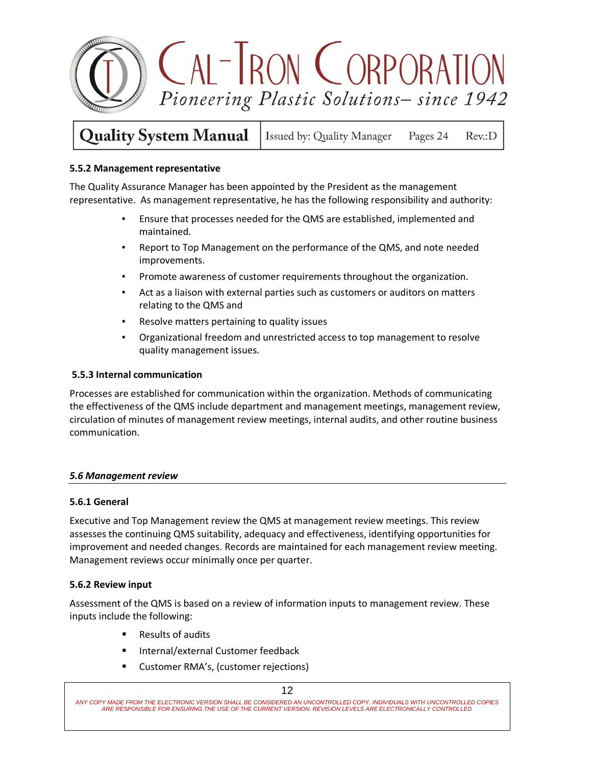#### 5.5.2 Management representative

The Quality Assurance Manager has been appointed by the President as the management representative. As management representative, he has the following responsibility and authority:

- Ensure that processes needed for the QMS are established, implemented and maintained.
- Report to Top Management on the performance of the QMS, and note needed improvements.
- Promote awareness of customer requirements throughout the organization.
- Act as a liaison with external parties such as customers or auditors on matters relating to the QMS and
- Resolve matters pertaining to quality issues
- Organizational freedom and unrestricted access to top management to resolve quality management issues.

#### 5.5.3 Internal communication

Processes are established for communication within the organization. Methods of communicating the effectiveness of the QMS include department and management meetings, management review, circulation of minutes of management review meetings, internal audits, and other routine business communication.

### *5.6 Management review*

#### 5.6.1 General

Executive and Top Management review the QMS at management review meetings. This review assesses the continuing QMS suitability, adequacy and effectiveness, identifying opportunities for improvement and needed changes. Records are maintained for each management review meeting. Management reviews occur minimally once per quarter.

#### 5.6.2 Review input

Assessment of the QMS is based on a review of information inputs to management review. These inputs include the following:

- Results of audits
- Internal/external Customer feedback
- Customer RMA's, (customer rejections)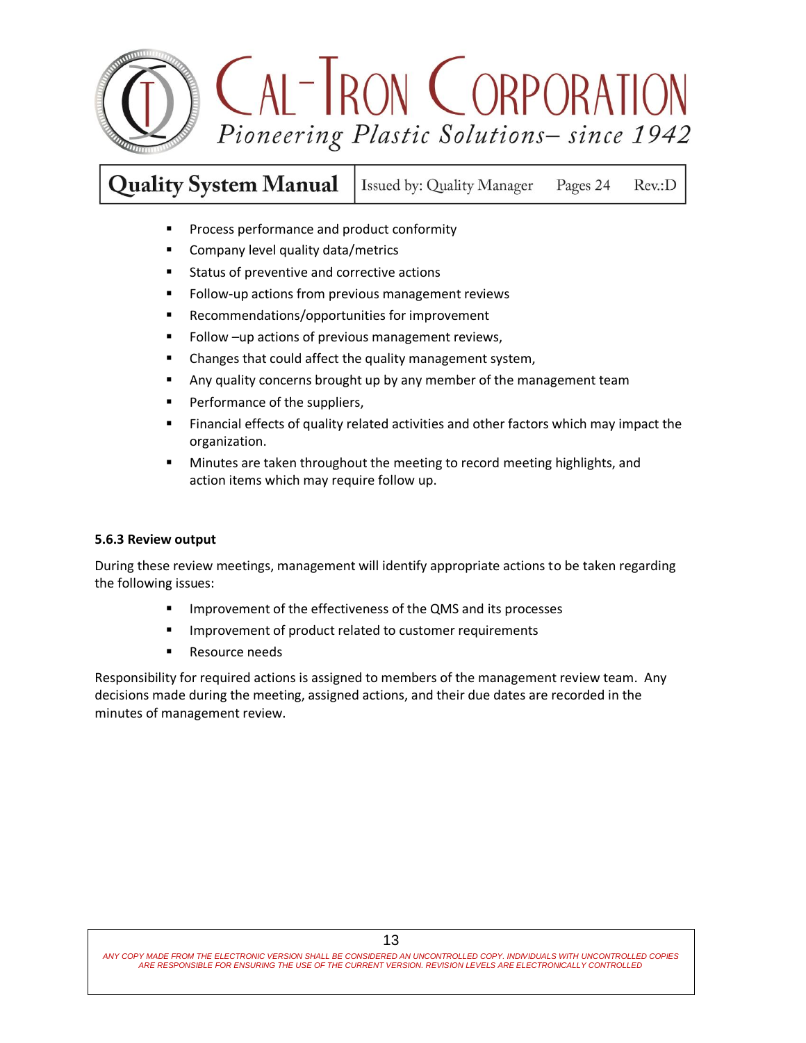- Process performance and product conformity
- Company level quality data/metrics
- Status of preventive and corrective actions
- Follow-up actions from previous management reviews
- Recommendations/opportunities for improvement
- Follow –up actions of previous management reviews,
- Changes that could affect the quality management system,
- Any quality concerns brought up by any member of the management team
- Performance of the suppliers,
- Financial effects of quality related activities and other factors which may impact the organization.
- Minutes are taken throughout the meeting to record meeting highlights, and action items which may require follow up.

**5.6.3 Review output**

During these review meetings, management will identify appropriate actions to be taken regarding the following issues:

- Improvement of the effectiveness of the QMS and its processes
- Improvement of product related to customer requirements
- Resource needs

Responsibility for required actions is assigned to members of the management review team. Any decisions made during the meeting, assigned actions, and their due dates are recorded in the minutes of management review.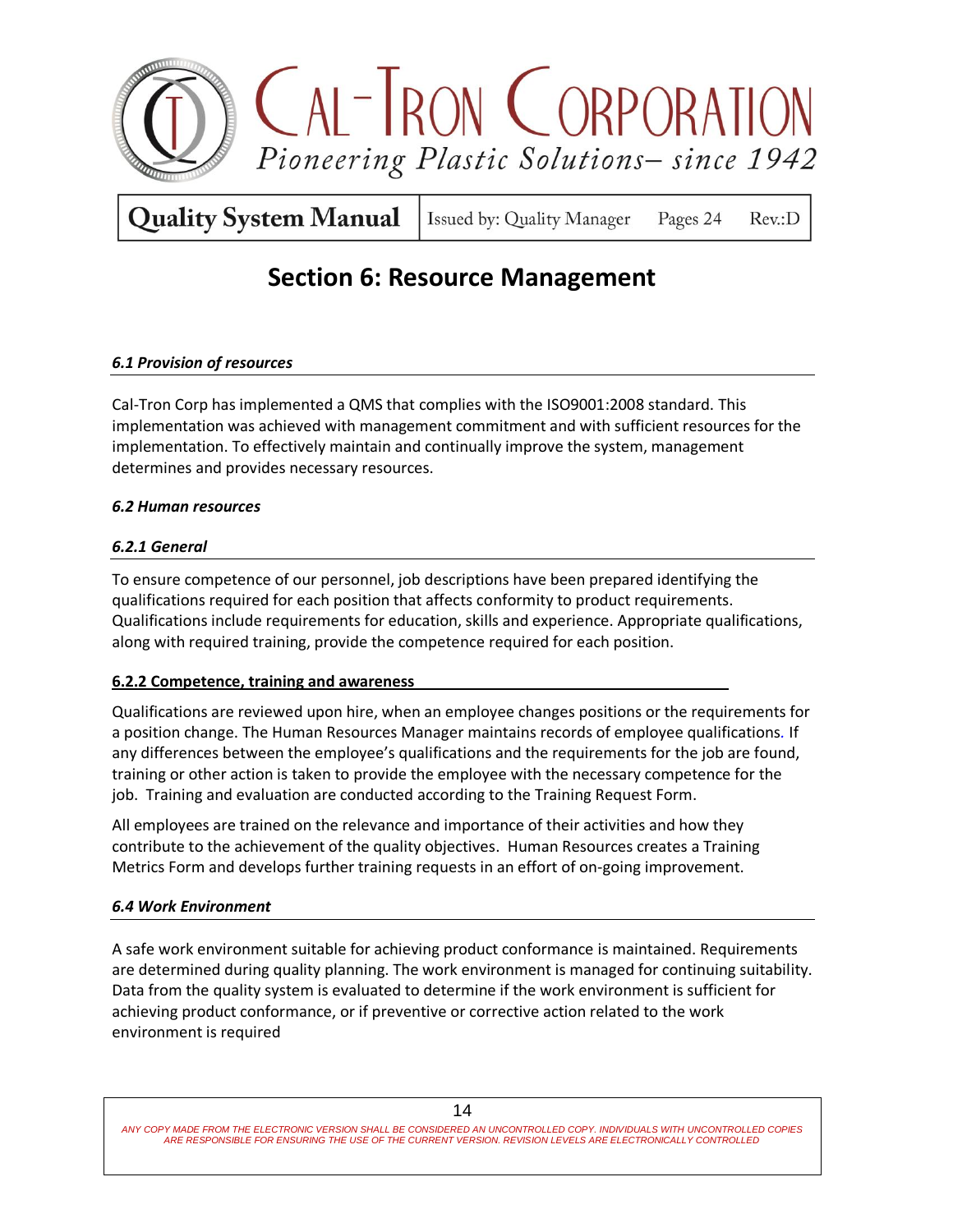# Section 6: Resource Management

### *6.1 Provision of resources*

Cal-Tron Corp has implemented a QMS that complies with the ISO9001:2008 standard. This implementation was achieved with management commitment and with sufficient resources for the implementation. To effectively maintain and continually improve the system, management determines and provides necessary resources.

### *6.2 Human resources*

#### *6.2.1 General*

To ensure competence of our personnel, job descriptions have been prepared identifying the qualifications required for each position that affects conformity to product requirements. Qualifications include requirements for education, skills and experience. Appropriate qualifications, along with required training, provide the competence required for each position.

#### 6.2.2 Competence, training and awareness

Qualifications are reviewed upon hire, when an employee changes positions or the requirements for a position change. The Human Resources Manager maintains records of employee qualifications. If any differences between the employee's qualifications and the requirements for the job are found, training or other action is taken to provide the employee with the necessary competence for the job. Training and evaluation are conducted according to the Training Request Form.

All employees are trained on the relevance and importance of their activities and how they contribute to the achievement of the quality objectives. Human Resources creates a Training Metrics Form and develops further training requests in an effort of on-going improvement.

### *6.4 Work Environment*

A safe work environment suitable for achieving product conformance is maintained. Requirements are determined during quality planning. The work environment is managed for continuing suitability. Data from the quality system is evaluated to determine if the work environment is sufficient for achieving product conformance, or if preventive or corrective action related to the work environment is required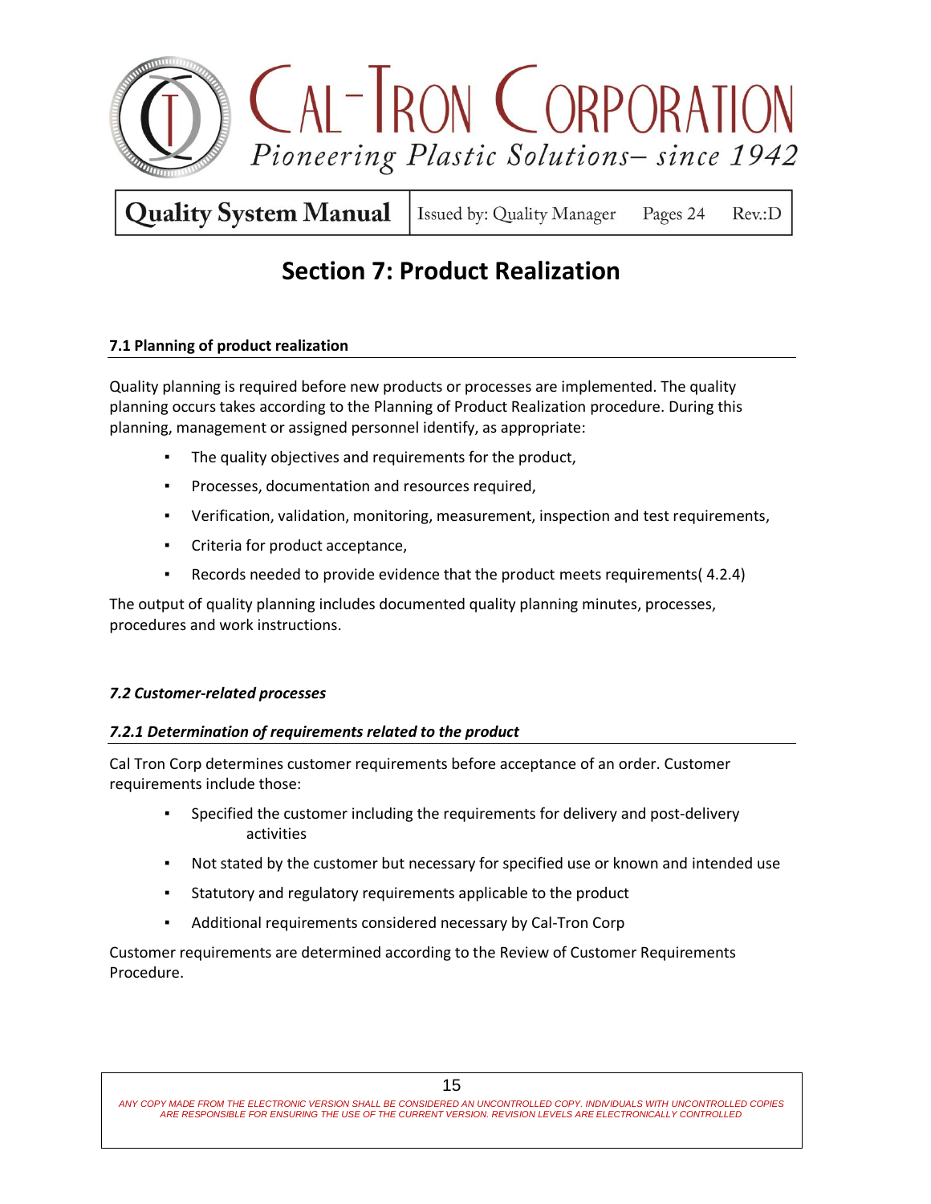# Section 7: Product Realization

### 7.1 Planning of product realization

Quality planning is required before new products or processes are implemented. The quality planning occurs takes according to the Planning of Product Realization procedure. During this planning, management or assigned personnel identify, as appropriate:

- The quality objectives and requirements for the product,
- Processes, documentation and resources required,
- Verification, validation, monitoring, measurement, inspection and test requirements,
- Criteria for product acceptance,
- Records needed to provide evidence that the product meets requirements( 4.2.4)

The output of quality planning includes documented quality planning minutes, processes, procedures and work instructions.

### *7.2 Customer-related processes*

#### *7.2.1 Determination of requirements related to the product*

Cal Tron Corp determines customer requirements before acceptance of an order. Customer requirements include those:

- Specified the customer including the requirements for delivery and post-delivery activities
- Not stated by the customer but necessary for specified use or known and intended use
- Statutory and regulatory requirements applicable to the product
- Additional requirements considered necessary by Cal-Tron Corp

Customer requirements are determined according to the Review of Customer Requirements Procedure.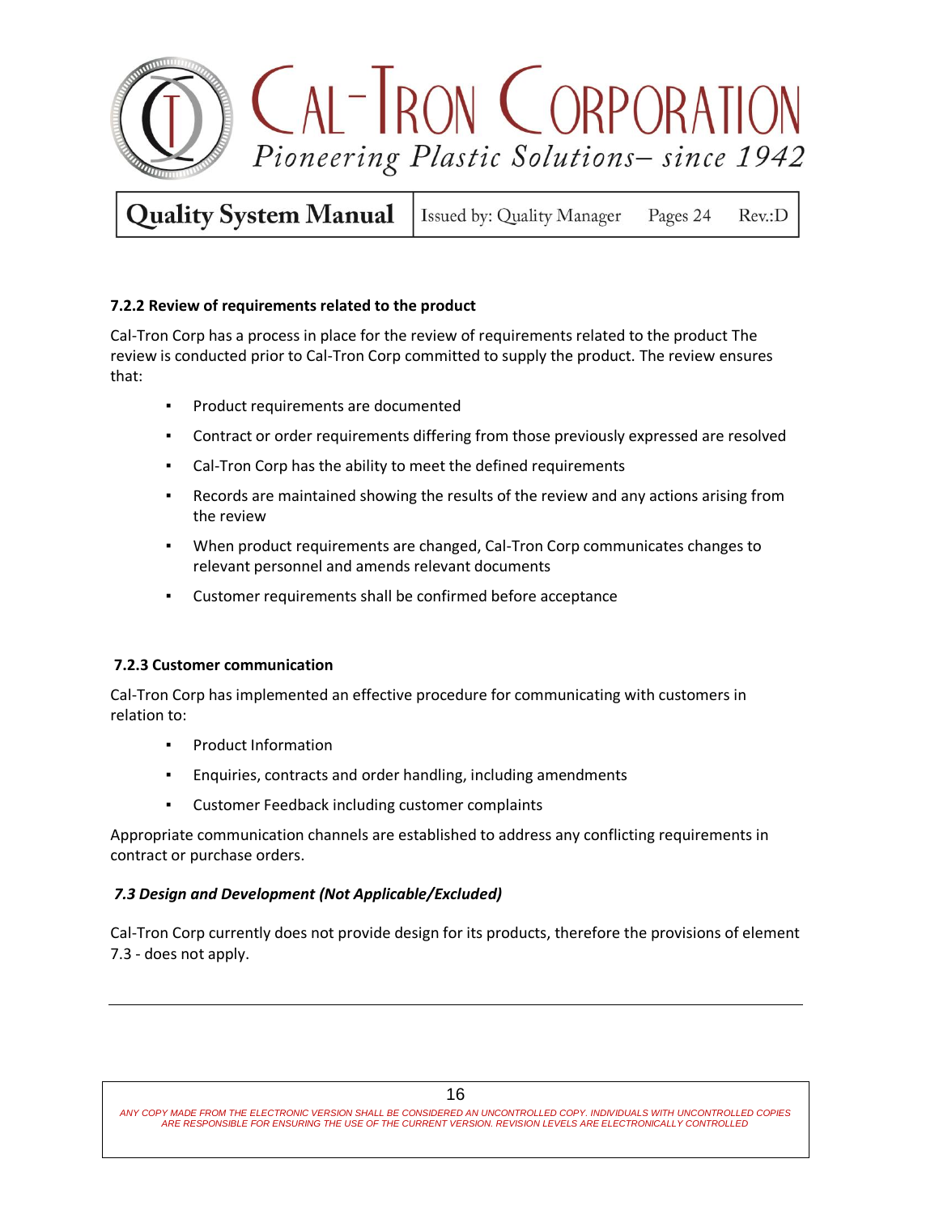#### 7.2.2 Review of requirements related to the product

Cal-Tron Corp has a process in place for the review of requirements related to the product The review is conducted prior to Cal-Tron Corp committed to supply the product. The review ensures that:

- Product requirements are documented
- Contract or order requirements differing from those previously expressed are resolved
- Cal-Tron Corp has the ability to meet the defined requirements
- Records are maintained showing the results of the review and any actions arising from the review
- When product requirements are changed, Cal-Tron Corp communicates changes to relevant personnel and amends relevant documents
- Customer requirements shall be confirmed before acceptance

#### 7.2.3 Customer communication

Cal-Tron Corp has implemented an effective procedure for communicating with customers in relation to:

- Product Information
- Enquiries, contracts and order handling, including amendments
- Customer Feedback including customer complaints

Appropriate communication channels are established to address any conflicting requirements in contract or purchase orders.

### *7.3 Design and Development (Not Applicable/Excluded)*

Cal-Tron Corp currently does not provide design for its products, therefore the provisions of element 7.3 - does not apply.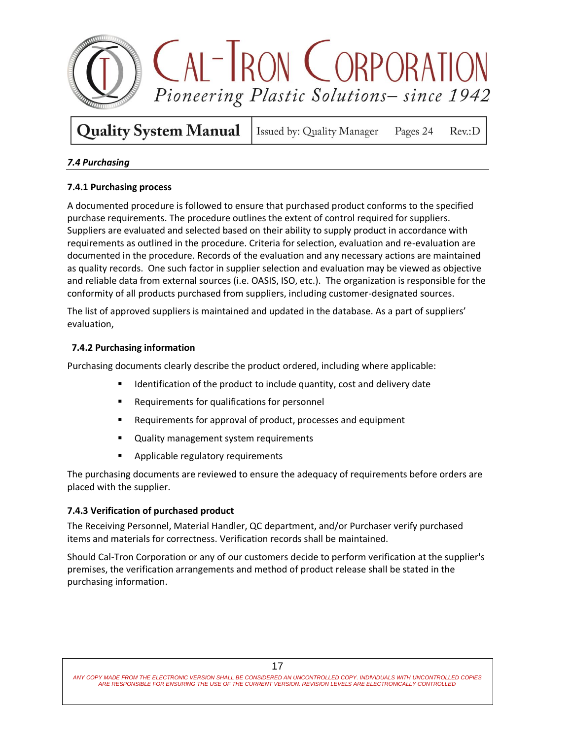*7.4 Purchasing*

**7.4.1 Purchasing process**

A documented procedure is followed to ensure that purchased product conforms to the specified purchase requirements. The procedure outlines the extent of control required for suppliers. Suppliers are evaluated and selected based on their ability to supply product in accordance with requirements as outlined in the procedure. Criteria for selection, evaluation and re-evaluation are documented in the procedure. Records of the evaluation and any necessary actions are maintained as quality records. One such factor in supplier selection and evaluation may be viewed as objective and reliable data from external sources (i.e. OASIS, ISO, etc.). The organization is responsible for the conformity of all products purchased from suppliers, including customer-designated sources.

The list of approved suppliers is maintained and updated in the database. As a part of suppliers' evaluation,

**7.4.2 Purchasing information**

Purchasing documents clearly describe the product ordered, including where applicable:

- Identification of the product to include quantity, cost and delivery date
- Requirements for qualifications for personnel
- Requirements for approval of product, processes and equipment
- Quality management system requirements
- Applicable regulatory requirements

The purchasing documents are reviewed to ensure the adequacy of requirements before orders are placed with the supplier.

**7.4.3 Verification of purchased product**

The Receiving Personnel, Material Handler, QC department, and/or Purchaser verify purchased items and materials for correctness. Verification records shall be maintained.

Should Cal-Tron Corporation or any of our customers decide to perform verification at the supplier's premises, the verification arrangements and method of product release shall be stated in the purchasing information.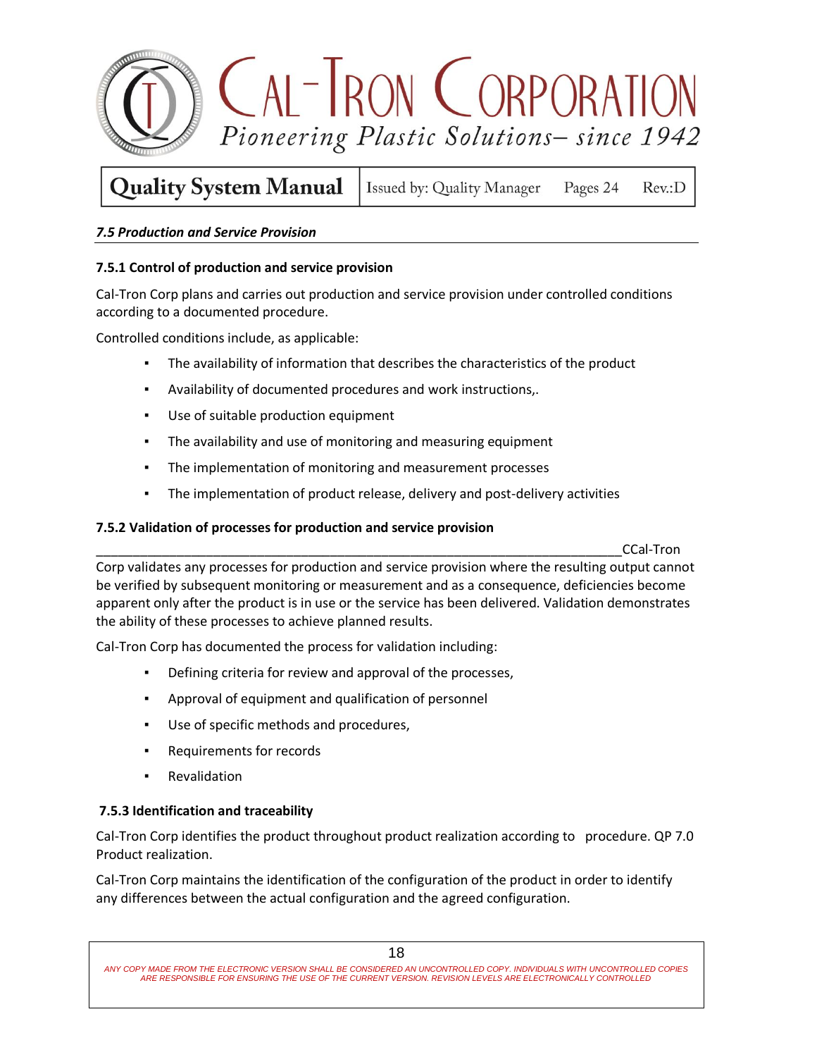## *7.5 Production and Service Provision*

### 7.5.1 Control of production and service provision

Cal-Tron Corp plans and carries out production and service provision under controlled conditions according to a documented procedure.

Controlled conditions include, as applicable:

- The availability of information that describes the characteristics of the product
- Availability of documented procedures and work instructions,.
- Use of suitable production equipment
- The availability and use of monitoring and measuring equipment
- The implementation of monitoring and measurement processes
- The implementation of product release, delivery and post-delivery activities

### 7.5.2 Validation of processes for production and service provision

__________________________________________________________________________CCal-Tron Corp validates any processes for production and service provision where the resulting output cannot be verified by subsequent monitoring or measurement and as a consequence, deficiencies become apparent only after the product is in use or the service has been delivered. Validation demonstrates the ability of these processes to achieve planned results.

Cal-Tron Corp has documented the process for validation including:

- Defining criteria for review and approval of the processes,
- Approval of equipment and qualification of personnel
- Use of specific methods and procedures,
- Requirements for records
- Revalidation

### 7.5.3 Identification and traceability

Cal-Tron Corp identifies the product throughout product realization according to procedure. QP 7.0 Product realization.

Cal-Tron Corp maintains the identification of the configuration of the product in order to identify any differences between the actual configuration and the agreed configuration.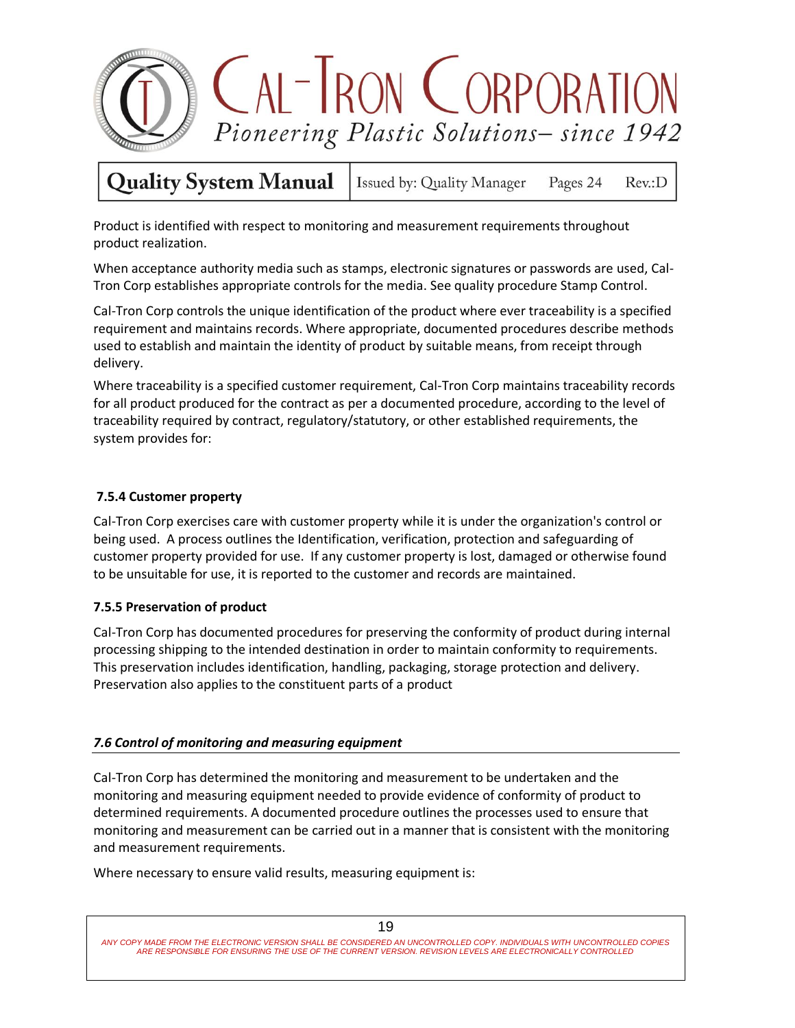Product is identified with respect to monitoring and measurement requirements throughout product realization.

When acceptance authority media such as stamps, electronic signatures or passwords are used, Cal-Tron Corp establishes appropriate controls for the media. See quality procedure Stamp Control.

Cal-Tron Corp controls the unique identification of the product where ever traceability is a specified requirement and maintains records. Where appropriate, documented procedures describe methods used to establish and maintain the identity of product by suitable means, from receipt through delivery.

Where traceability is a specified customer requirement, Cal-Tron Corp maintains traceability records for all product produced for the contract as per a documented procedure, according to the level of traceability required by contract, regulatory/statutory, or other established requirements, the system provides for:

### 7.5.4 Customer property

Cal-Tron Corp exercises care with customer property while it is under the organization's control or being used. A process outlines the Identification, verification, protection and safeguarding of customer property provided for use. If any customer property is lost, damaged or otherwise found to be unsuitable for use, it is reported to the customer and records are maintained.

### 7.5.5 Preservation of product

Cal-Tron Corp has documented procedures for preserving the conformity of product during internal processing shipping to the intended destination in order to maintain conformity to requirements. This preservation includes identification, handling, packaging, storage protection and delivery. Preservation also applies to the constituent parts of a product

## *7.6 Control of monitoring and measuring equipment*

Cal-Tron Corp has determined the monitoring and measurement to be undertaken and the monitoring and measuring equipment needed to provide evidence of conformity of product to determined requirements. A documented procedure outlines the processes used to ensure that monitoring and measurement can be carried out in a manner that is consistent with the monitoring and measurement requirements.

Where necessary to ensure valid results, measuring equipment is: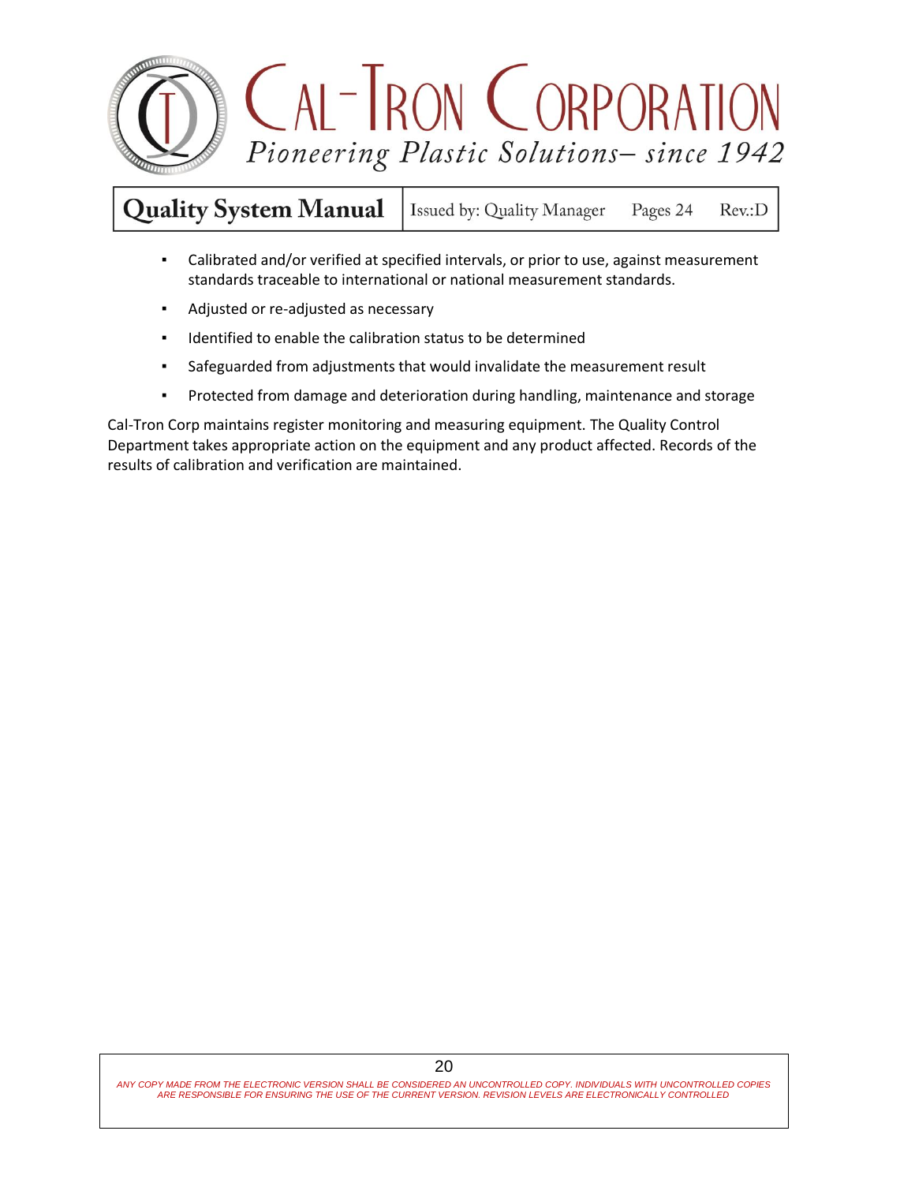- Calibrated and/or verified at specified intervals, or prior to use, against measurement standards traceable to international or national measurement standards.
- Adjusted or re-adjusted as necessary
- Identified to enable the calibration status to be determined
- Safeguarded from adjustments that would invalidate the measurement result
- Protected from damage and deterioration during handling, maintenance and storage

Cal-Tron Corp maintains register monitoring and measuring equipment. The Quality Control Department takes appropriate action on the equipment and any product affected. Records of the results of calibration and verification are maintained.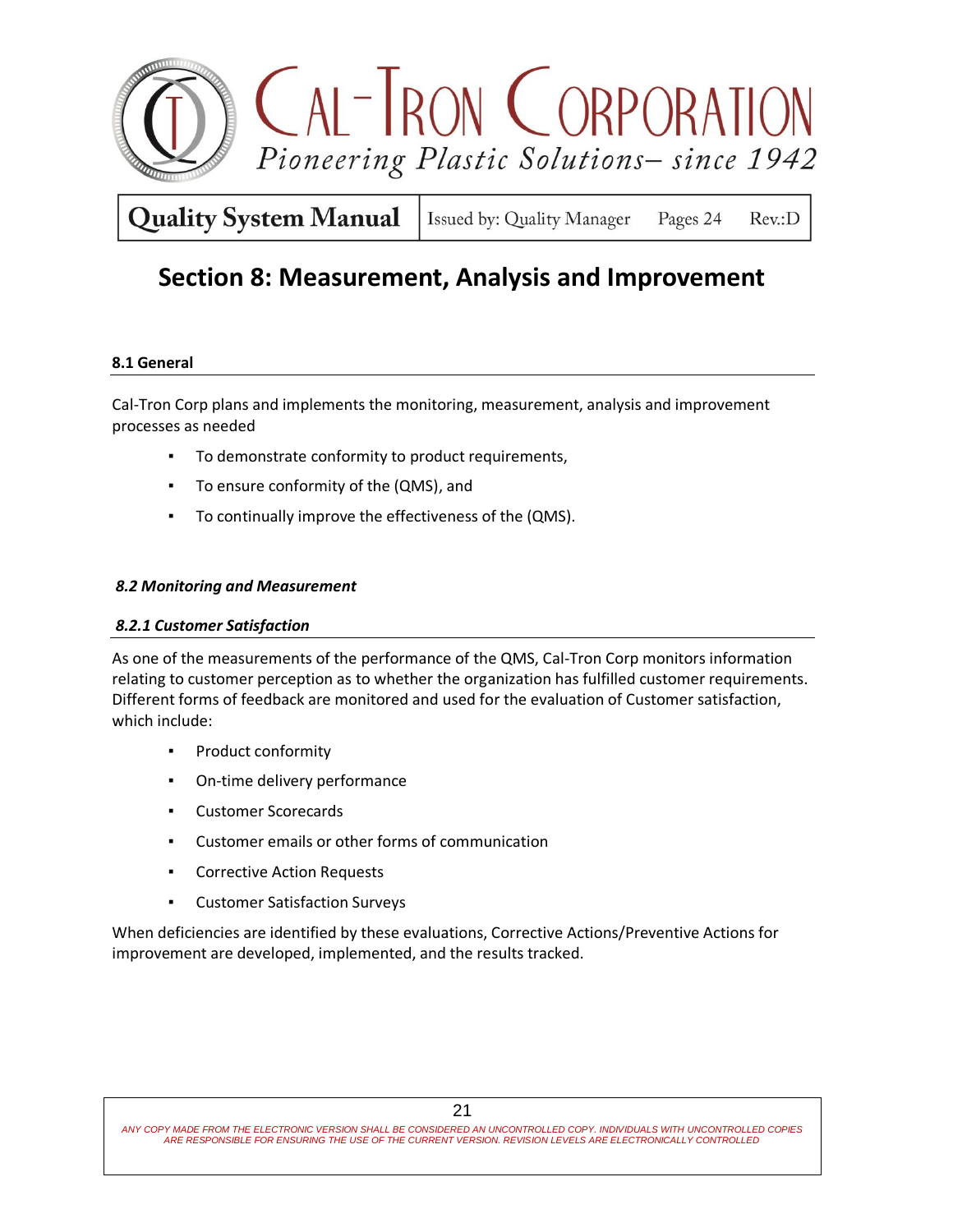# Section 8: Measurement, Analysis and Improvement

## 8.1 General

Cal-Tron Corp plans and implements the monitoring, measurement, analysis and improvement processes as needed

- To demonstrate conformity to product requirements,
- To ensure conformity of the (QMS), and
- To continually improve the effectiveness of the (QMS).

### *8.2 Monitoring and Measurement*

### *8.2.1 Customer Satisfaction*

As one of the measurements of the performance of the QMS, Cal-Tron Corp monitors information relating to customer perception as to whether the organization has fulfilled customer requirements. Different forms of feedback are monitored and used for the evaluation of Customer satisfaction, which include:

- Product conformity
- On-time delivery performance
- Customer Scorecards
- Customer emails or other forms of communication
- Corrective Action Requests
- Customer Satisfaction Surveys

When deficiencies are identified by these evaluations, Corrective Actions/Preventive Actions for improvement are developed, implemented, and the results tracked.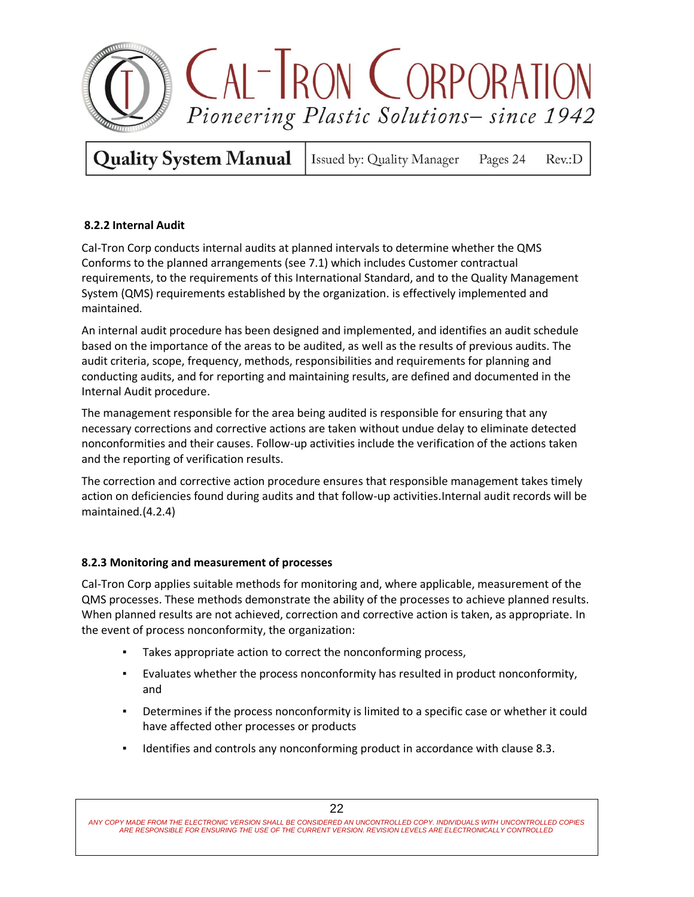### 8.2.2 Internal Audit

Cal-Tron Corp conducts internal audits at planned intervals to determine whether the QMS Conforms to the planned arrangements (see 7.1) which includes Customer contractual requirements, to the requirements of this International Standard, and to the Quality Management System (QMS) requirements established by the organization. is effectively implemented and maintained.

An internal audit procedure has been designed and implemented, and identifies an audit schedule based on the importance of the areas to be audited, as well as the results of previous audits. The audit criteria, scope, frequency, methods, responsibilities and requirements for planning and conducting audits, and for reporting and maintaining results, are defined and documented in the Internal Audit procedure.

The management responsible for the area being audited is responsible for ensuring that any necessary corrections and corrective actions are taken without undue delay to eliminate detected nonconformities and their causes. Follow-up activities include the verification of the actions taken and the reporting of verification results.

The correction and corrective action procedure ensures that responsible management takes timely action on deficiencies found during audits and that follow-up activities.Internal audit records will be maintained.(4.2.4)

### 8.2.3 Monitoring and measurement of processes

Cal-Tron Corp applies suitable methods for monitoring and, where applicable, measurement of the QMS processes. These methods demonstrate the ability of the processes to achieve planned results. When planned results are not achieved, correction and corrective action is taken, as appropriate. In the event of process nonconformity, the organization:

- Takes appropriate action to correct the nonconforming process,
- Evaluates whether the process nonconformity has resulted in product nonconformity, and
- Determines if the process nonconformity is limited to a specific case or whether it could have affected other processes or products
- Identifies and controls any nonconforming product in accordance with clause 8.3.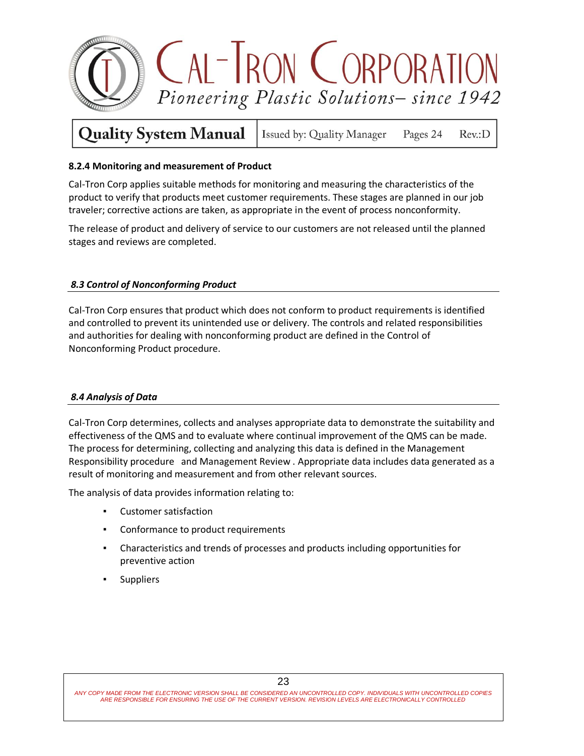#### 8.2.4 Monitoring and measurement of Product

Cal-Tron Corp applies suitable methods for monitoring and measuring the characteristics of the product to verify that products meet customer requirements. These stages are planned in our job traveler; corrective actions are taken, as appropriate in the event of process nonconformity.

The release of product and delivery of service to our customers are not released until the planned stages and reviews are completed.

### *8.3 Control of Nonconforming Product*

Cal-Tron Corp ensures that product which does not conform to product requirements is identified and controlled to prevent its unintended use or delivery. The controls and related responsibilities and authorities for dealing with nonconforming product are defined in the Control of Nonconforming Product procedure.

### *8.4 Analysis of Data*

Cal-Tron Corp determines, collects and analyses appropriate data to demonstrate the suitability and effectiveness of the QMS and to evaluate where continual improvement of the QMS can be made. The process for determining, collecting and analyzing this data is defined in the Management Responsibility procedure and Management Review . Appropriate data includes data generated as a result of monitoring and measurement and from other relevant sources.

The analysis of data provides information relating to:

- Customer satisfaction
- Conformance to product requirements
- Characteristics and trends of processes and products including opportunities for preventive action
- Suppliers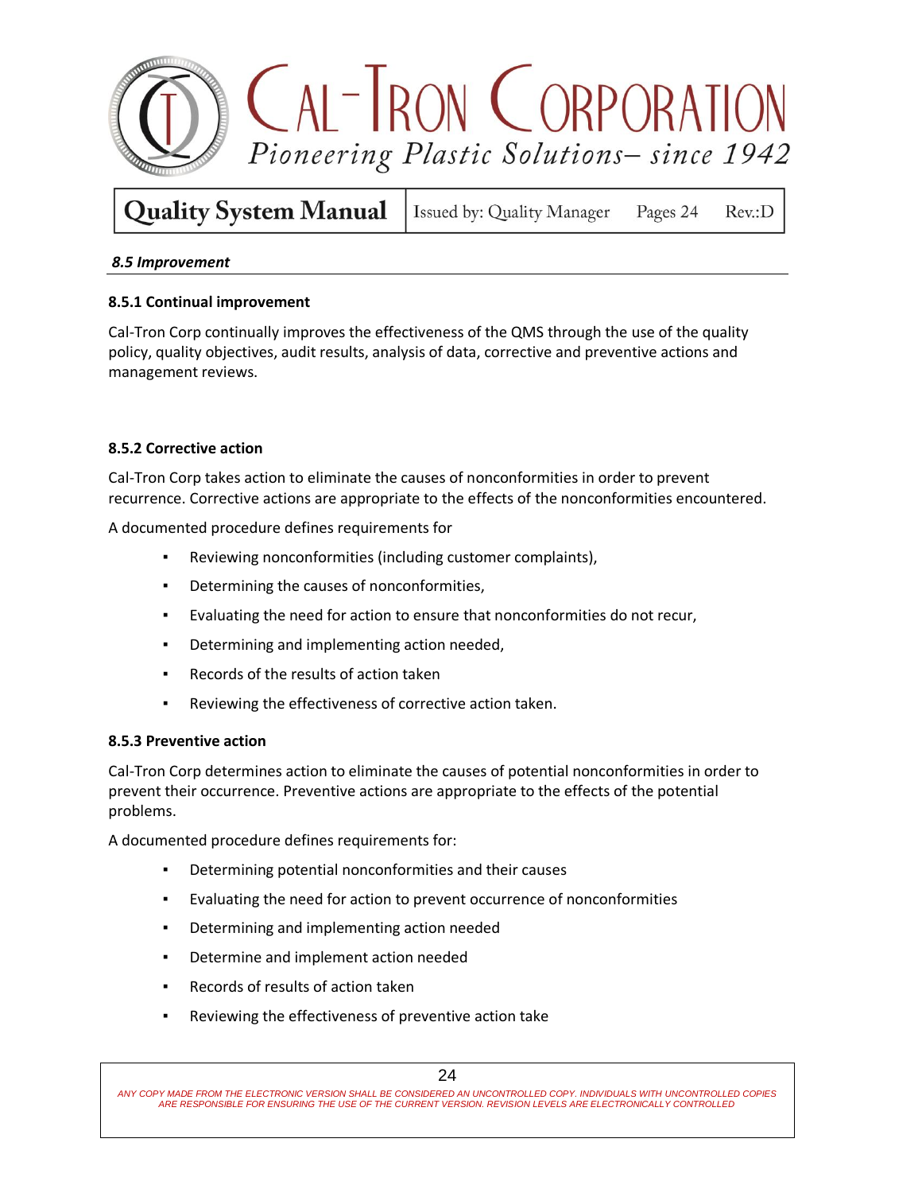### *8.5 Improvement*

#### 8.5.1 Continual improvement

Cal-Tron Corp continually improves the effectiveness of the QMS through the use of the quality policy, quality objectives, audit results, analysis of data, corrective and preventive actions and management reviews.

#### 8.5.2 Corrective action

Cal-Tron Corp takes action to eliminate the causes of nonconformities in order to prevent recurrence. Corrective actions are appropriate to the effects of the nonconformities encountered.

A documented procedure defines requirements for

- Reviewing nonconformities (including customer complaints),
- Determining the causes of nonconformities,
- Evaluating the need for action to ensure that nonconformities do not recur,
- Determining and implementing action needed,
- Records of the results of action taken
- Reviewing the effectiveness of corrective action taken.

#### 8.5.3 Preventive action

Cal-Tron Corp determines action to eliminate the causes of potential nonconformities in order to prevent their occurrence. Preventive actions are appropriate to the effects of the potential problems.

A documented procedure defines requirements for:

- Determining potential nonconformities and their causes
- Evaluating the need for action to prevent occurrence of nonconformities
- Determining and implementing action needed
- Determine and implement action needed
- Records of results of action taken
- Reviewing the effectiveness of preventive action take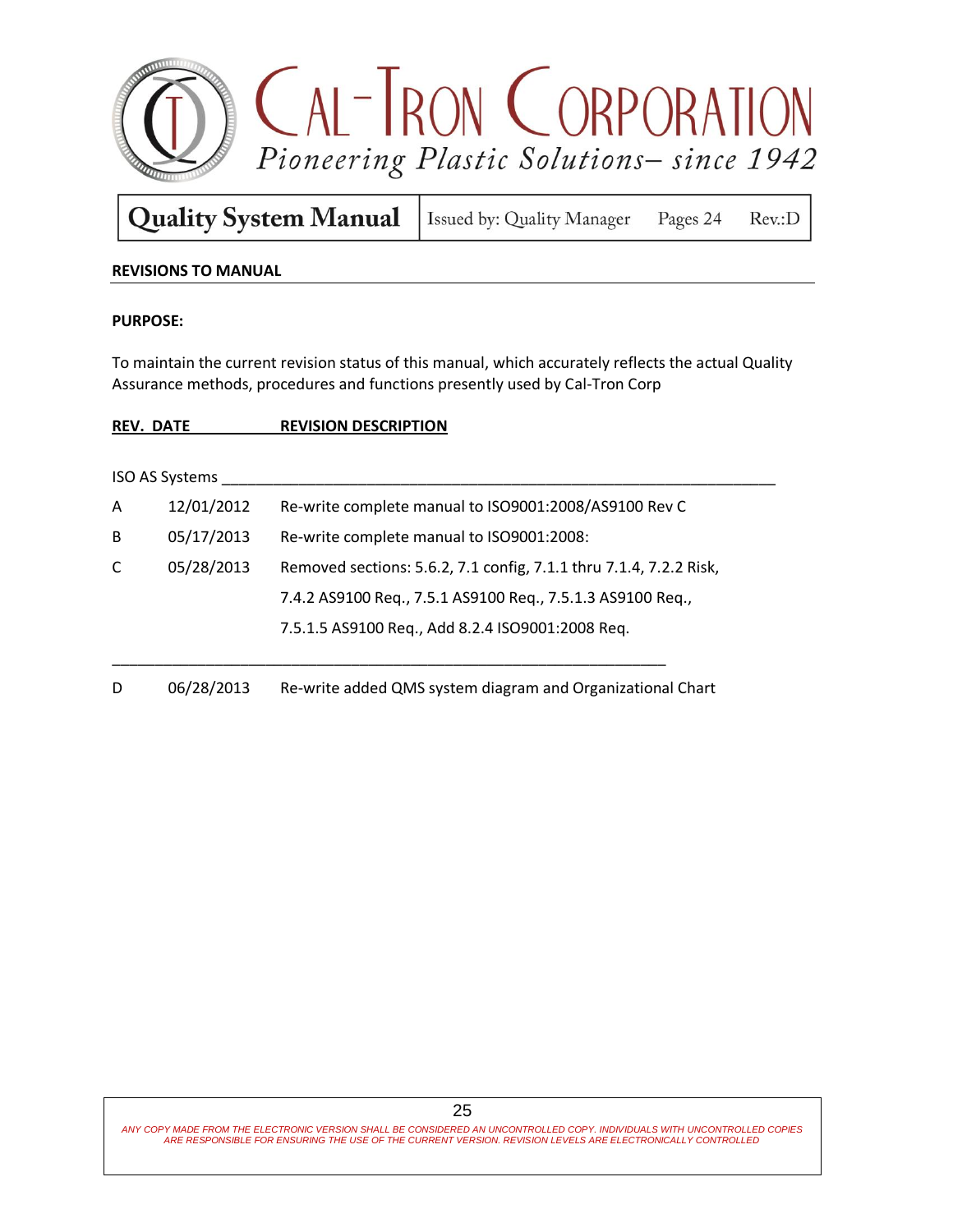## REVISIONS TO MANUAL

**PURPOSE:**

To maintain the current revision status of this manual, which accurately reflects the actual Quality Assurance methods, procedures and functions presently used by Cal-Tron Corp

| REV. | DATE | REVISION DESCRIPTION |
|---|---|---|
| ISO AS Systems | | |
| A | 12/01/2012 | Re-write complete manual to ISO9001:2008/AS9100 Rev C |
| B | 05/17/2013 | Re-write complete manual to ISO9001:2008: |
| C | 05/28/2013 | Removed sections: 5.6.2, 7.1 config, 7.1.1 thru 7.1.4, 7.2.2 Risk, 7.4.2 AS9100 Req., 7.5.1 AS9100 Req., 7.5.1.3 AS9100 Req., 7.5.1.5 AS9100 Req., Add 8.2.4 ISO9001:2008 Req. |
| D | 06/28/2013 | Re-write added QMS system diagram and Organizational Chart |

*ANY COPY MADE FROM THE ELECTRONIC VERSION SHALL BE CONSIDERED AN UNCONTROLLED COPY. INDIVIDUALS WITH UNCONTROLLED COPIES ARE RESPONSIBLE FOR ENSURING THE USE OF THE CURRENT VERSION. REVISION LEVELS ARE ELECTRONICALLY CONTROLLED*